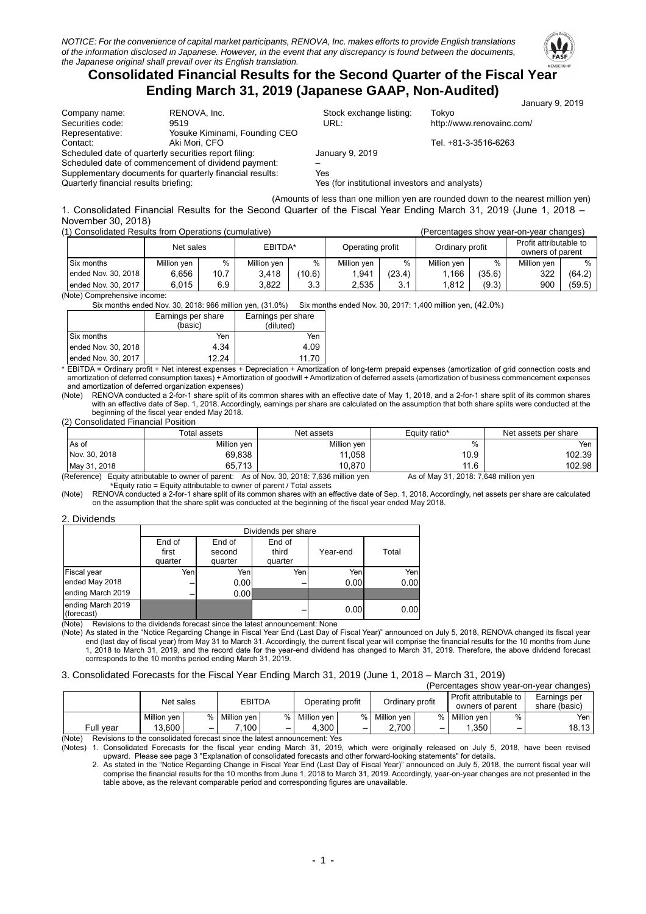*NOTICE: For the convenience of capital market participants, RENOVA, Inc. makes efforts to provide English translations of the information disclosed in Japanese. However, in the event that any discrepancy is found between the documents, the Japanese original shall prevail over its English translation.*

# Consolidated Financial Results for the Second Quarter of the Fiscal Year Ending March 31, 2019 (Japanese GAAP, Non-Audited)

January 9, 2019

| | | | |
|---|---|---|---|
| Company name: | RENOVA, Inc. | Stock exchange listing: | Tokyo |
| Securities code: | 9519 | URL: | http://www.renovainc.com/ |
| Representative: | Yosuke Kiminami, Founding CEO | | |
| Contact: | Aki Mori, CFO | | Tel. +81-3-3516-6263 |

Scheduled date of quarterly securities report filing: January 9, 2019
Scheduled date of commencement of dividend payment: –
Supplementary documents for quarterly financial results: Yes
Quarterly financial results briefing: Yes (for institutional investors and analysts)

(Amounts of less than one million yen are rounded down to the nearest million yen)

## 1. Consolidated Financial Results for the Second Quarter of the Fiscal Year Ending March 31, 2019 (June 1, 2018 – November 30, 2018)

(1) Consolidated Results from Operations (cumulative) (Percentages show year-on-year changes)

| | Net sales | | EBITDA* | | Operating profit | | Ordinary profit | | Profit attributable to owners of parent | |
|---|---|---|---|---|---|---|---|---|---|---|
| Six months | Million yen | % | Million yen | % | Million yen | % | Million yen | % | Million yen | % |
| ended Nov. 30, 2018 | 6,656 | 10.7 | 3,418 | (10.6) | 1,941 | (23.4) | 1,166 | (35.6) | 322 | (64.2) |
| ended Nov. 30, 2017 | 6,015 | 6.9 | 3,822 | 3.3 | 2,535 | 3.1 | 1,812 | (9.3) | 900 | (59.5) |

(Note) Comprehensive income:
Six months ended Nov. 30, 2018: 966 million yen, (31.0%) Six months ended Nov. 30, 2017: 1,400 million yen, (42.0%)

| | Earnings per share (basic) | Earnings per share (diluted) |
|---|---|---|
| Six months | Yen | Yen |
| ended Nov. 30, 2018 | 4.34 | 4.09 |
| ended Nov. 30, 2017 | 12.24 | 11.70 |

\* EBITDA = Ordinary profit + Net interest expenses + Depreciation + Amortization of long-term prepaid expenses (amortization of grid connection costs and amortization of deferred consumption taxes) + Amortization of goodwill + Amortization of deferred assets (amortization of business commencement expenses and amortization of deferred organization expenses)

(Note) RENOVA conducted a 2-for-1 share split of its common shares with an effective date of May 1, 2018, and a 2-for-1 share split of its common shares with an effective date of Sep. 1, 2018. Accordingly, earnings per share are calculated on the assumption that both share splits were conducted at the beginning of the fiscal year ended May 2018.

(2) Consolidated Financial Position

| | Total assets | Net assets | Equity ratio* | Net assets per share |
|---|---|---|---|---|
| As of | Million yen | Million yen | % | Yen |
| Nov. 30, 2018 | 69,838 | 11,058 | 10.9 | 102.39 |
| May 31, 2018 | 65,713 | 10,870 | 11.6 | 102.98 |

(Reference) Equity attributable to owner of parent: As of Nov. 30, 2018: 7,636 million yen As of May 31, 2018: 7,648 million yen
\*Equity ratio = Equity attributable to owner of parent / Total assets

(Note) RENOVA conducted a 2-for-1 share split of its common shares with an effective date of Sep. 1, 2018. Accordingly, net assets per share are calculated on the assumption that the share split was conducted at the beginning of the fiscal year ended May 2018.

## 2. Dividends

| | Dividends per share | | | | |
|---|---|---|---|---|---|
| | End of first quarter | End of second quarter | End of third quarter | Year-end | Total |
| Fiscal year | Yen | Yen | Yen | Yen | Yen |
| ended May 2018 | – | 0.00 | – | 0.00 | 0.00 |
| ending March 2019 | – | 0.00 | | | |
| ending March 2019 (forecast) | | | – | 0.00 | 0.00 |

(Note) Revisions to the dividends forecast since the latest announcement: None

(Note) As stated in the "Notice Regarding Change in Fiscal Year End (Last Day of Fiscal Year)" announced on July 5, 2018, RENOVA changed its fiscal year end (last day of fiscal year) from May 31 to March 31. Accordingly, the current fiscal year will comprise the financial results for the 10 months from June 1, 2018 to March 31, 2019, and the record date for the year-end dividend has changed to March 31, 2019. Therefore, the above dividend forecast corresponds to the 10 months period ending March 31, 2019.

## 3. Consolidated Forecasts for the Fiscal Year Ending March 31, 2019 (June 1, 2018 – March 31, 2019)

(Percentages show year-on-year changes)

| | Net sales | | EBITDA | | Operating profit | | Ordinary profit | | Profit attributable to owners of parent | | Earnings per share (basic) |
|---|---|---|---|---|---|---|---|---|---|---|---|
| | Million yen | % | Million yen | % | Million yen | % | Million yen | % | Million yen | % | Yen |
| Full year | 13,600 | – | 7,100 | – | 4,300 | – | 2,700 | – | 1,350 | – | 18.13 |

(Note) Revisions to the consolidated forecast since the latest announcement: Yes

(Notes) 1. Consolidated Forecasts for the fiscal year ending March 31, 2019, which were originally released on July 5, 2018, have been revised upward. Please see page 3 "Explanation of consolidated forecasts and other forward-looking statements" for details.

2. As stated in the "Notice Regarding Change in Fiscal Year End (Last Day of Fiscal Year)" announced on July 5, 2018, the current fiscal year will comprise the financial results for the 10 months from June 1, 2018 to March 31, 2019. Accordingly, year-on-year changes are not presented in the table above, as the relevant comparable period and corresponding figures are unavailable.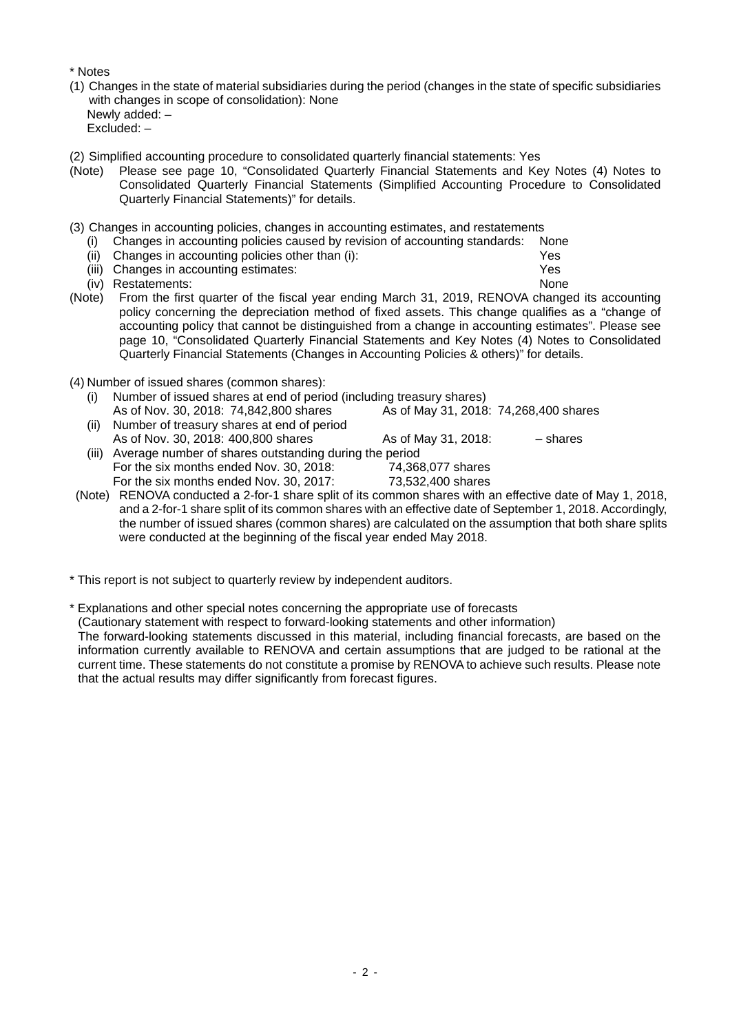* Notes

(1) Changes in the state of material subsidiaries during the period (changes in the state of specific subsidiaries with changes in scope of consolidation): None
Newly added: –
Excluded: –

(2) Simplified accounting procedure to consolidated quarterly financial statements: Yes
(Note) Please see page 10, "Consolidated Quarterly Financial Statements and Key Notes (4) Notes to Consolidated Quarterly Financial Statements (Simplified Accounting Procedure to Consolidated Quarterly Financial Statements)" for details.

(3) Changes in accounting policies, changes in accounting estimates, and restatements

(i) Changes in accounting policies caused by revision of accounting standards: None
(ii) Changes in accounting policies other than (i): Yes
(iii) Changes in accounting estimates: Yes
(iv) Restatements: None

(Note) From the first quarter of the fiscal year ending March 31, 2019, RENOVA changed its accounting policy concerning the depreciation method of fixed assets. This change qualifies as a "change of accounting policy that cannot be distinguished from a change in accounting estimates". Please see page 10, "Consolidated Quarterly Financial Statements and Key Notes (4) Notes to Consolidated Quarterly Financial Statements (Changes in Accounting Policies & others)" for details.

(4) Number of issued shares (common shares):

(i) Number of issued shares at end of period (including treasury shares)
As of Nov. 30, 2018: 74,842,800 shares As of May 31, 2018: 74,268,400 shares
(ii) Number of treasury shares at end of period
As of Nov. 30, 2018: 400,800 shares As of May 31, 2018: – shares
(iii) Average number of shares outstanding during the period
For the six months ended Nov. 30, 2018: 74,368,077 shares
For the six months ended Nov. 30, 2017: 73,532,400 shares

(Note) RENOVA conducted a 2-for-1 share split of its common shares with an effective date of May 1, 2018, and a 2-for-1 share split of its common shares with an effective date of September 1, 2018. Accordingly, the number of issued shares (common shares) are calculated on the assumption that both share splits were conducted at the beginning of the fiscal year ended May 2018.

* This report is not subject to quarterly review by independent auditors.

* Explanations and other special notes concerning the appropriate use of forecasts
(Cautionary statement with respect to forward-looking statements and other information)
The forward-looking statements discussed in this material, including financial forecasts, are based on the information currently available to RENOVA and certain assumptions that are judged to be rational at the current time. These statements do not constitute a promise by RENOVA to achieve such results. Please note that the actual results may differ significantly from forecast figures.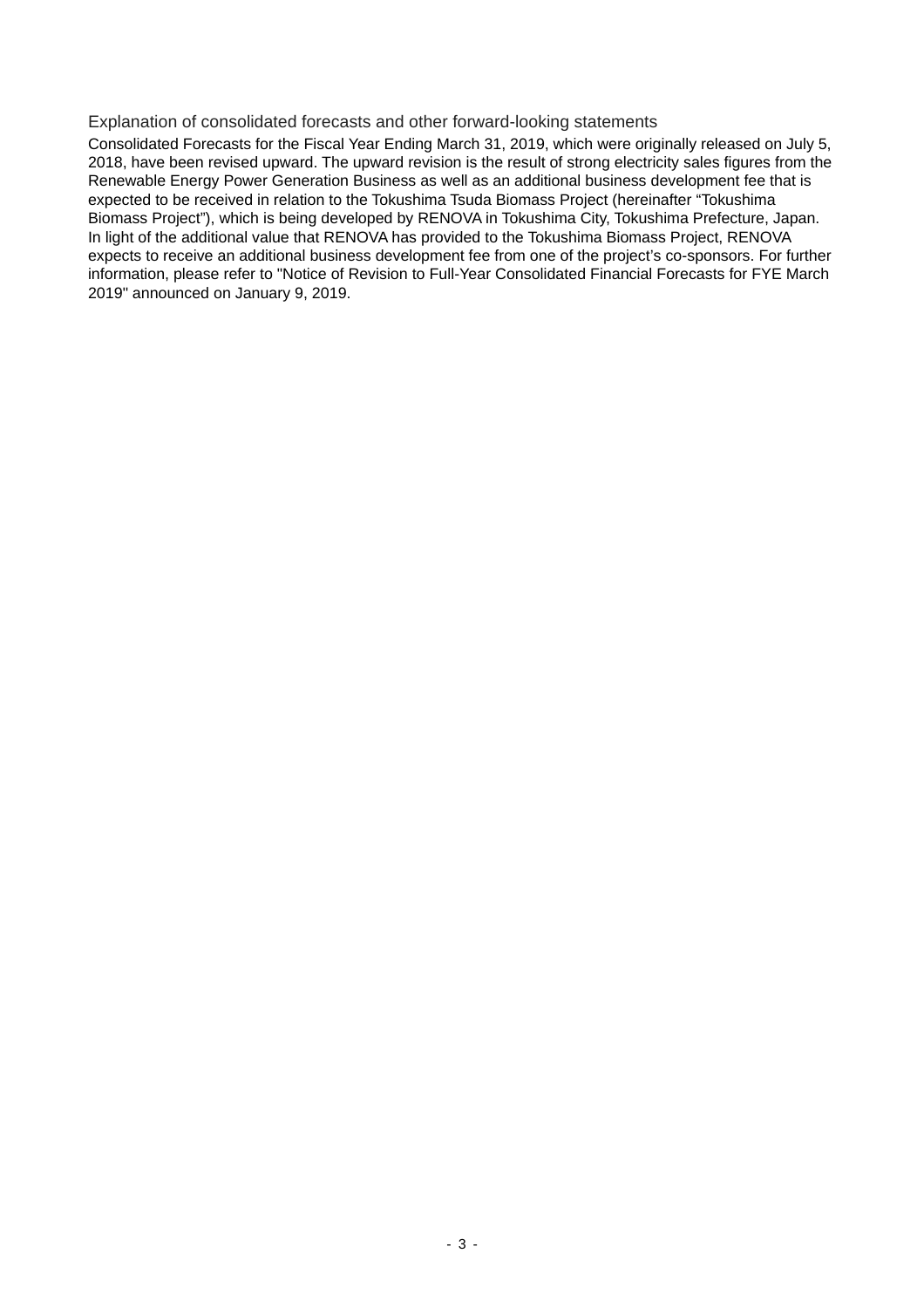### Explanation of consolidated forecasts and other forward-looking statements

Consolidated Forecasts for the Fiscal Year Ending March 31, 2019, which were originally released on July 5, 2018, have been revised upward. The upward revision is the result of strong electricity sales figures from the Renewable Energy Power Generation Business as well as an additional business development fee that is expected to be received in relation to the Tokushima Tsuda Biomass Project (hereinafter "Tokushima Biomass Project"), which is being developed by RENOVA in Tokushima City, Tokushima Prefecture, Japan. In light of the additional value that RENOVA has provided to the Tokushima Biomass Project, RENOVA expects to receive an additional business development fee from one of the project's co-sponsors. For further information, please refer to "Notice of Revision to Full-Year Consolidated Financial Forecasts for FYE March 2019" announced on January 9, 2019.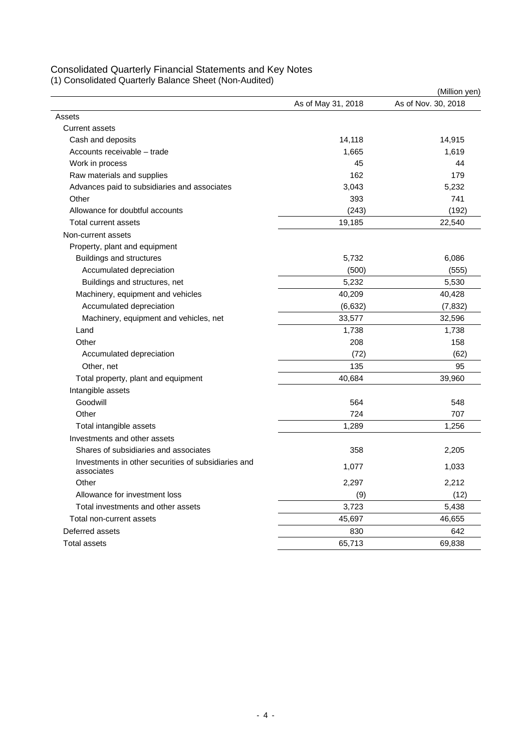# Consolidated Quarterly Financial Statements and Key Notes

## (1) Consolidated Quarterly Balance Sheet (Non-Audited)

(Million yen)

| | As of May 31, 2018 | As of Nov. 30, 2018 |
|---|---|---|
| Assets | | |
| Current assets | | |
| Cash and deposits | 14,118 | 14,915 |
| Accounts receivable – trade | 1,665 | 1,619 |
| Work in process | 45 | 44 |
| Raw materials and supplies | 162 | 179 |
| Advances paid to subsidiaries and associates | 3,043 | 5,232 |
| Other | 393 | 741 |
| Allowance for doubtful accounts | (243) | (192) |
| Total current assets | 19,185 | 22,540 |
| Non-current assets | | |
| Property, plant and equipment | | |
| Buildings and structures | 5,732 | 6,086 |
| Accumulated depreciation | (500) | (555) |
| Buildings and structures, net | 5,232 | 5,530 |
| Machinery, equipment and vehicles | 40,209 | 40,428 |
| Accumulated depreciation | (6,632) | (7,832) |
| Machinery, equipment and vehicles, net | 33,577 | 32,596 |
| Land | 1,738 | 1,738 |
| Other | 208 | 158 |
| Accumulated depreciation | (72) | (62) |
| Other, net | 135 | 95 |
| Total property, plant and equipment | 40,684 | 39,960 |
| Intangible assets | | |
| Goodwill | 564 | 548 |
| Other | 724 | 707 |
| Total intangible assets | 1,289 | 1,256 |
| Investments and other assets | | |
| Shares of subsidiaries and associates | 358 | 2,205 |
| Investments in other securities of subsidiaries and associates | 1,077 | 1,033 |
| Other | 2,297 | 2,212 |
| Allowance for investment loss | (9) | (12) |
| Total investments and other assets | 3,723 | 5,438 |
| Total non-current assets | 45,697 | 46,655 |
| Deferred assets | 830 | 642 |
| Total assets | 65,713 | 69,838 |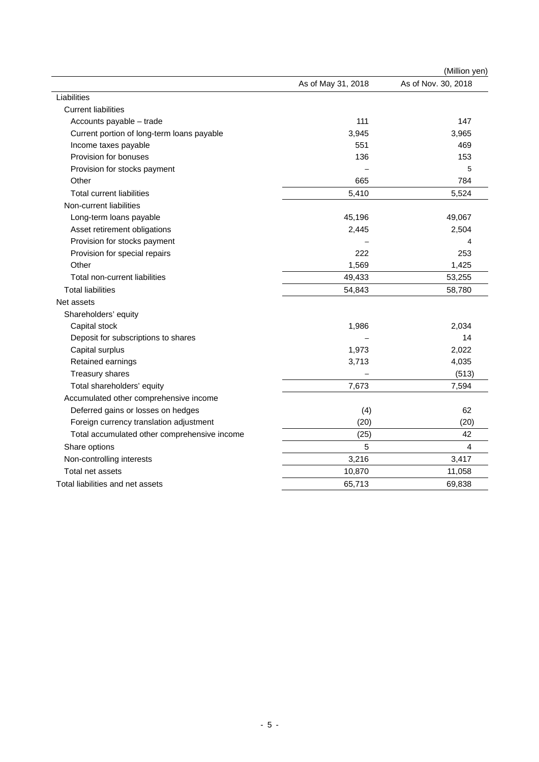(Million yen)

| | As of May 31, 2018 | As of Nov. 30, 2018 |
|---|---|---|
| Liabilities | | |
| Current liabilities | | |
| Accounts payable – trade | 111 | 147 |
| Current portion of long-term loans payable | 3,945 | 3,965 |
| Income taxes payable | 551 | 469 |
| Provision for bonuses | 136 | 153 |
| Provision for stocks payment | – | 5 |
| Other | 665 | 784 |
| Total current liabilities | 5,410 | 5,524 |
| Non-current liabilities | | |
| Long-term loans payable | 45,196 | 49,067 |
| Asset retirement obligations | 2,445 | 2,504 |
| Provision for stocks payment | – | 4 |
| Provision for special repairs | 222 | 253 |
| Other | 1,569 | 1,425 |
| Total non-current liabilities | 49,433 | 53,255 |
| Total liabilities | 54,843 | 58,780 |
| Net assets | | |
| Shareholders' equity | | |
| Capital stock | 1,986 | 2,034 |
| Deposit for subscriptions to shares | – | 14 |
| Capital surplus | 1,973 | 2,022 |
| Retained earnings | 3,713 | 4,035 |
| Treasury shares | – | (513) |
| Total shareholders' equity | 7,673 | 7,594 |
| Accumulated other comprehensive income | | |
| Deferred gains or losses on hedges | (4) | 62 |
| Foreign currency translation adjustment | (20) | (20) |
| Total accumulated other comprehensive income | (25) | 42 |
| Share options | 5 | 4 |
| Non-controlling interests | 3,216 | 3,417 |
| Total net assets | 10,870 | 11,058 |
| Total liabilities and net assets | 65,713 | 69,838 |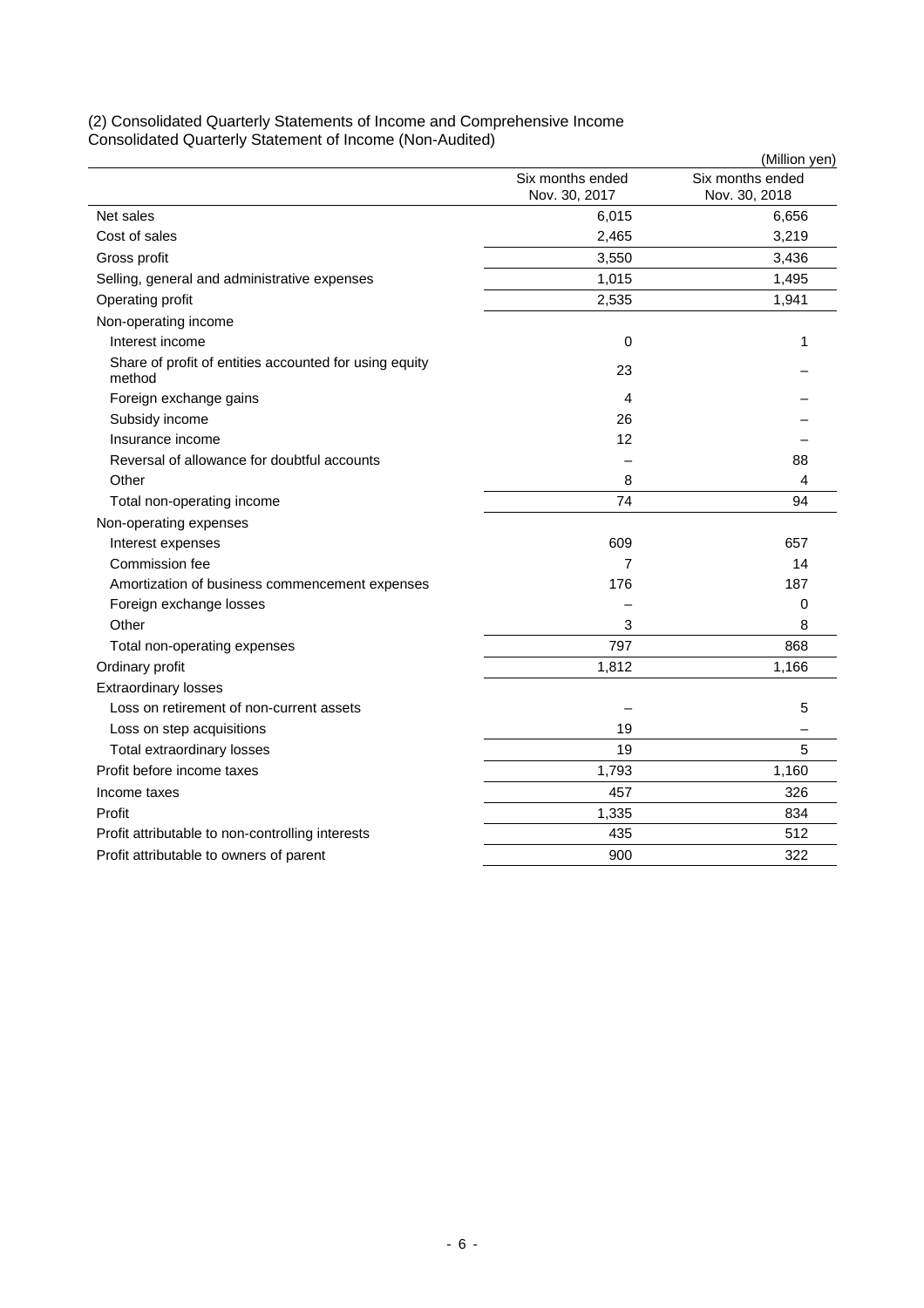(2) Consolidated Quarterly Statements of Income and Comprehensive Income

Consolidated Quarterly Statement of Income (Non-Audited)

(Million yen)

| | Six months ended Nov. 30, 2017 | Six months ended Nov. 30, 2018 |
|---|---|---|
| Net sales | 6,015 | 6,656 |
| Cost of sales | 2,465 | 3,219 |
| Gross profit | 3,550 | 3,436 |
| Selling, general and administrative expenses | 1,015 | 1,495 |
| Operating profit | 2,535 | 1,941 |
| Non-operating income | | |
| Interest income | 0 | 1 |
| Share of profit of entities accounted for using equity method | 23 | – |
| Foreign exchange gains | 4 | – |
| Subsidy income | 26 | – |
| Insurance income | 12 | – |
| Reversal of allowance for doubtful accounts | – | 88 |
| Other | 8 | 4 |
| Total non-operating income | 74 | 94 |
| Non-operating expenses | | |
| Interest expenses | 609 | 657 |
| Commission fee | 7 | 14 |
| Amortization of business commencement expenses | 176 | 187 |
| Foreign exchange losses | – | 0 |
| Other | 3 | 8 |
| Total non-operating expenses | 797 | 868 |
| Ordinary profit | 1,812 | 1,166 |
| Extraordinary losses | | |
| Loss on retirement of non-current assets | – | 5 |
| Loss on step acquisitions | 19 | – |
| Total extraordinary losses | 19 | 5 |
| Profit before income taxes | 1,793 | 1,160 |
| Income taxes | 457 | 326 |
| Profit | 1,335 | 834 |
| Profit attributable to non-controlling interests | 435 | 512 |
| Profit attributable to owners of parent | 900 | 322 |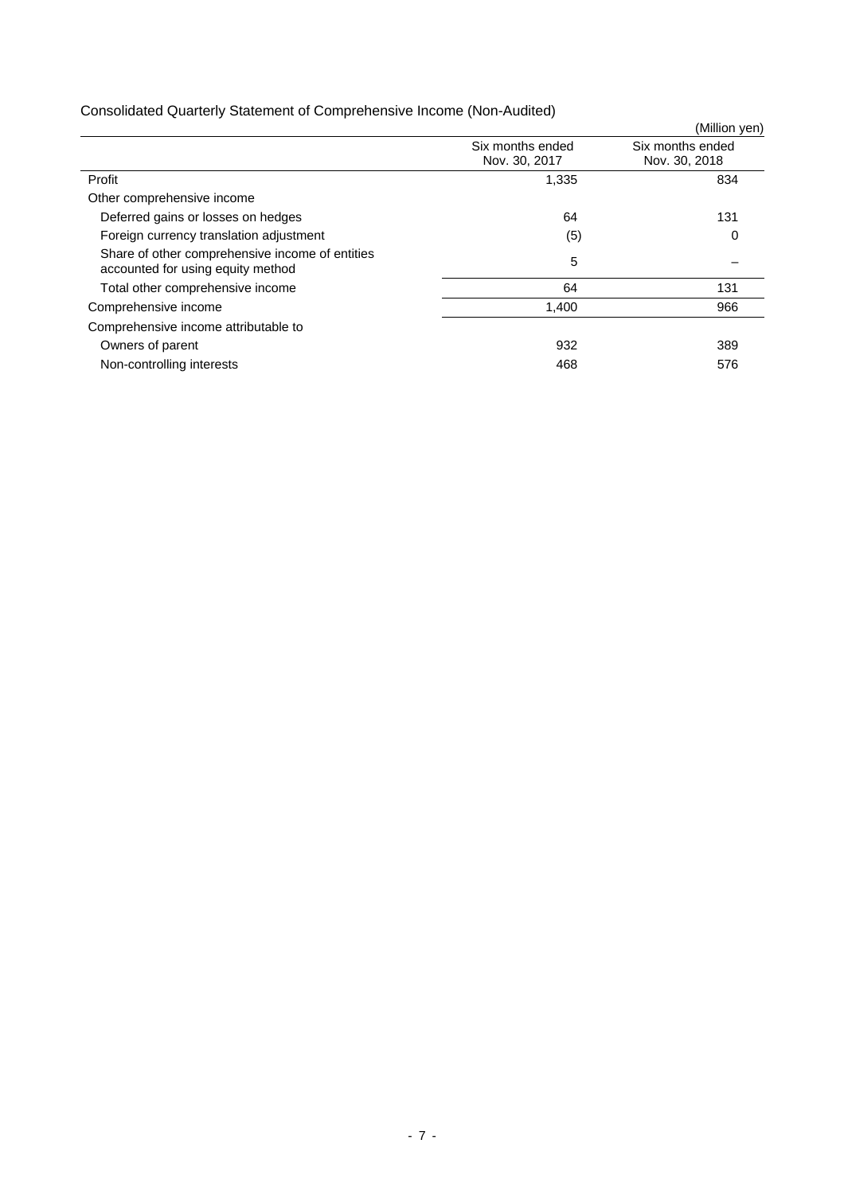Consolidated Quarterly Statement of Comprehensive Income (Non-Audited)

(Million yen)

| | Six months ended Nov. 30, 2017 | Six months ended Nov. 30, 2018 |
|---|---|---|
| Profit | 1,335 | 834 |
| Other comprehensive income | | |
| Deferred gains or losses on hedges | 64 | 131 |
| Foreign currency translation adjustment | (5) | 0 |
| Share of other comprehensive income of entities accounted for using equity method | 5 | – |
| Total other comprehensive income | 64 | 131 |
| Comprehensive income | 1,400 | 966 |
| Comprehensive income attributable to | | |
| Owners of parent | 932 | 389 |
| Non-controlling interests | 468 | 576 |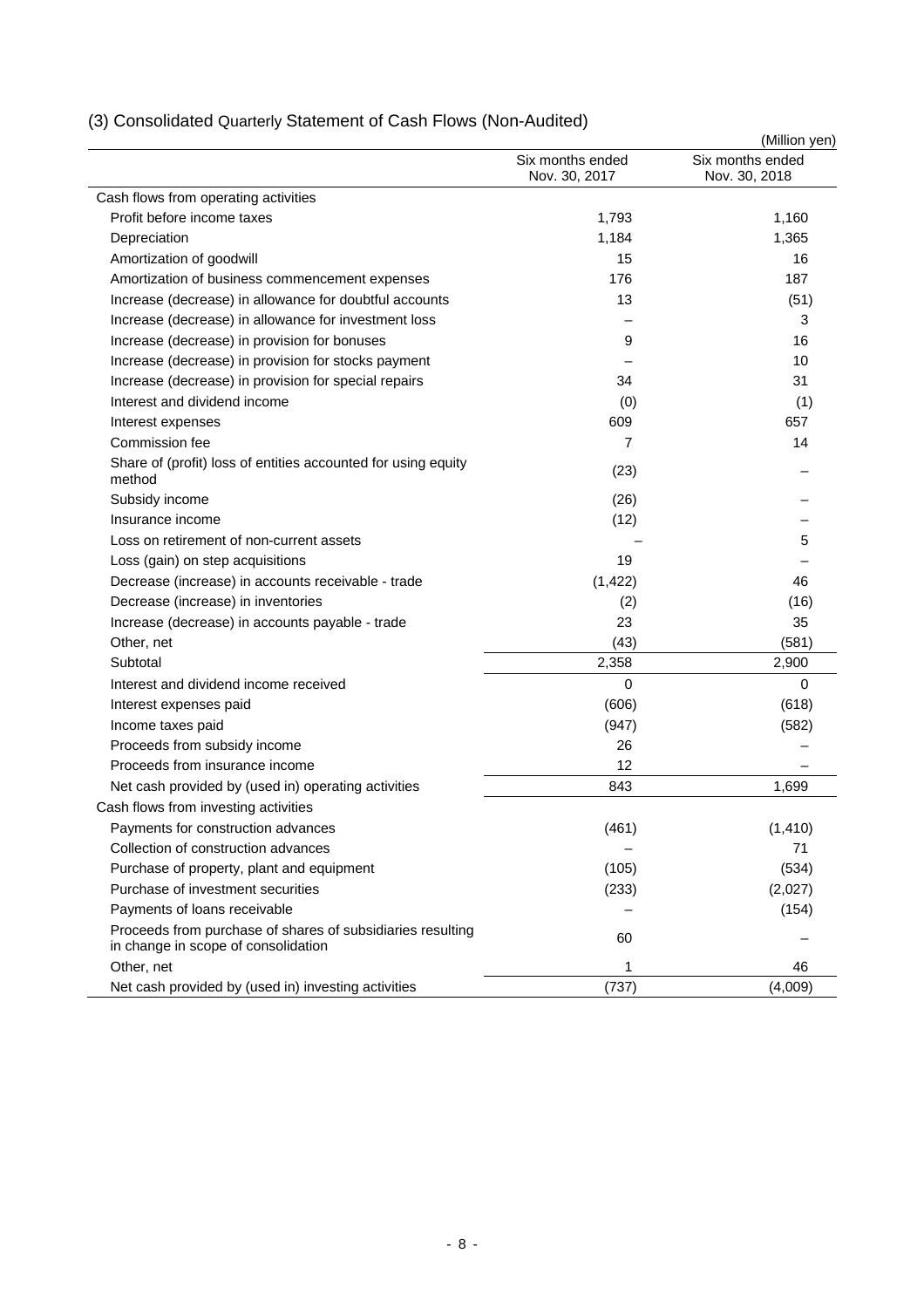## (3) Consolidated Quarterly Statement of Cash Flows (Non-Audited)

(Million yen)

| | Six months ended Nov. 30, 2017 | Six months ended Nov. 30, 2018 |
|---|---|---|
| Cash flows from operating activities | | |
| Profit before income taxes | 1,793 | 1,160 |
| Depreciation | 1,184 | 1,365 |
| Amortization of goodwill | 15 | 16 |
| Amortization of business commencement expenses | 176 | 187 |
| Increase (decrease) in allowance for doubtful accounts | 13 | (51) |
| Increase (decrease) in allowance for investment loss | – | 3 |
| Increase (decrease) in provision for bonuses | 9 | 16 |
| Increase (decrease) in provision for stocks payment | – | 10 |
| Increase (decrease) in provision for special repairs | 34 | 31 |
| Interest and dividend income | (0) | (1) |
| Interest expenses | 609 | 657 |
| Commission fee | 7 | 14 |
| Share of (profit) loss of entities accounted for using equity method | (23) | – |
| Subsidy income | (26) | – |
| Insurance income | (12) | – |
| Loss on retirement of non-current assets | – | 5 |
| Loss (gain) on step acquisitions | 19 | – |
| Decrease (increase) in accounts receivable - trade | (1,422) | 46 |
| Decrease (increase) in inventories | (2) | (16) |
| Increase (decrease) in accounts payable - trade | 23 | 35 |
| Other, net | (43) | (581) |
| Subtotal | 2,358 | 2,900 |
| Interest and dividend income received | 0 | 0 |
| Interest expenses paid | (606) | (618) |
| Income taxes paid | (947) | (582) |
| Proceeds from subsidy income | 26 | – |
| Proceeds from insurance income | 12 | – |
| Net cash provided by (used in) operating activities | 843 | 1,699 |
| Cash flows from investing activities | | |
| Payments for construction advances | (461) | (1,410) |
| Collection of construction advances | – | 71 |
| Purchase of property, plant and equipment | (105) | (534) |
| Purchase of investment securities | (233) | (2,027) |
| Payments of loans receivable | – | (154) |
| Proceeds from purchase of shares of subsidiaries resulting in change in scope of consolidation | 60 | – |
| Other, net | 1 | 46 |
| Net cash provided by (used in) investing activities | (737) | (4,009) |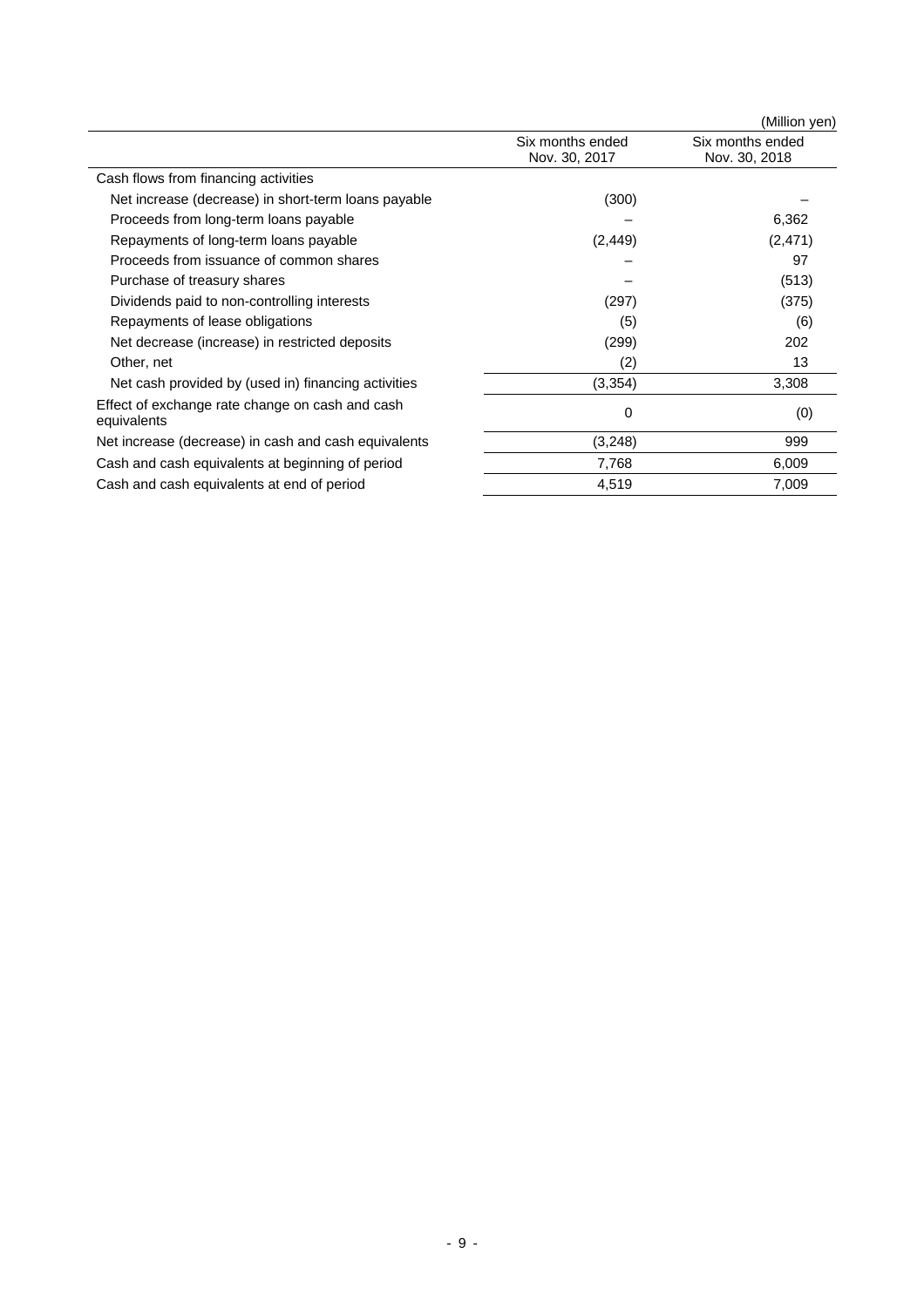(Million yen)

| | Six months ended Nov. 30, 2017 | Six months ended Nov. 30, 2018 |
|---|---|---|
| Cash flows from financing activities | | |
| Net increase (decrease) in short-term loans payable | (300) | – |
| Proceeds from long-term loans payable | – | 6,362 |
| Repayments of long-term loans payable | (2,449) | (2,471) |
| Proceeds from issuance of common shares | – | 97 |
| Purchase of treasury shares | – | (513) |
| Dividends paid to non-controlling interests | (297) | (375) |
| Repayments of lease obligations | (5) | (6) |
| Net decrease (increase) in restricted deposits | (299) | 202 |
| Other, net | (2) | 13 |
| Net cash provided by (used in) financing activities | (3,354) | 3,308 |
| Effect of exchange rate change on cash and cash equivalents | 0 | (0) |
| Net increase (decrease) in cash and cash equivalents | (3,248) | 999 |
| Cash and cash equivalents at beginning of period | 7,768 | 6,009 |
| Cash and cash equivalents at end of period | 4,519 | 7,009 |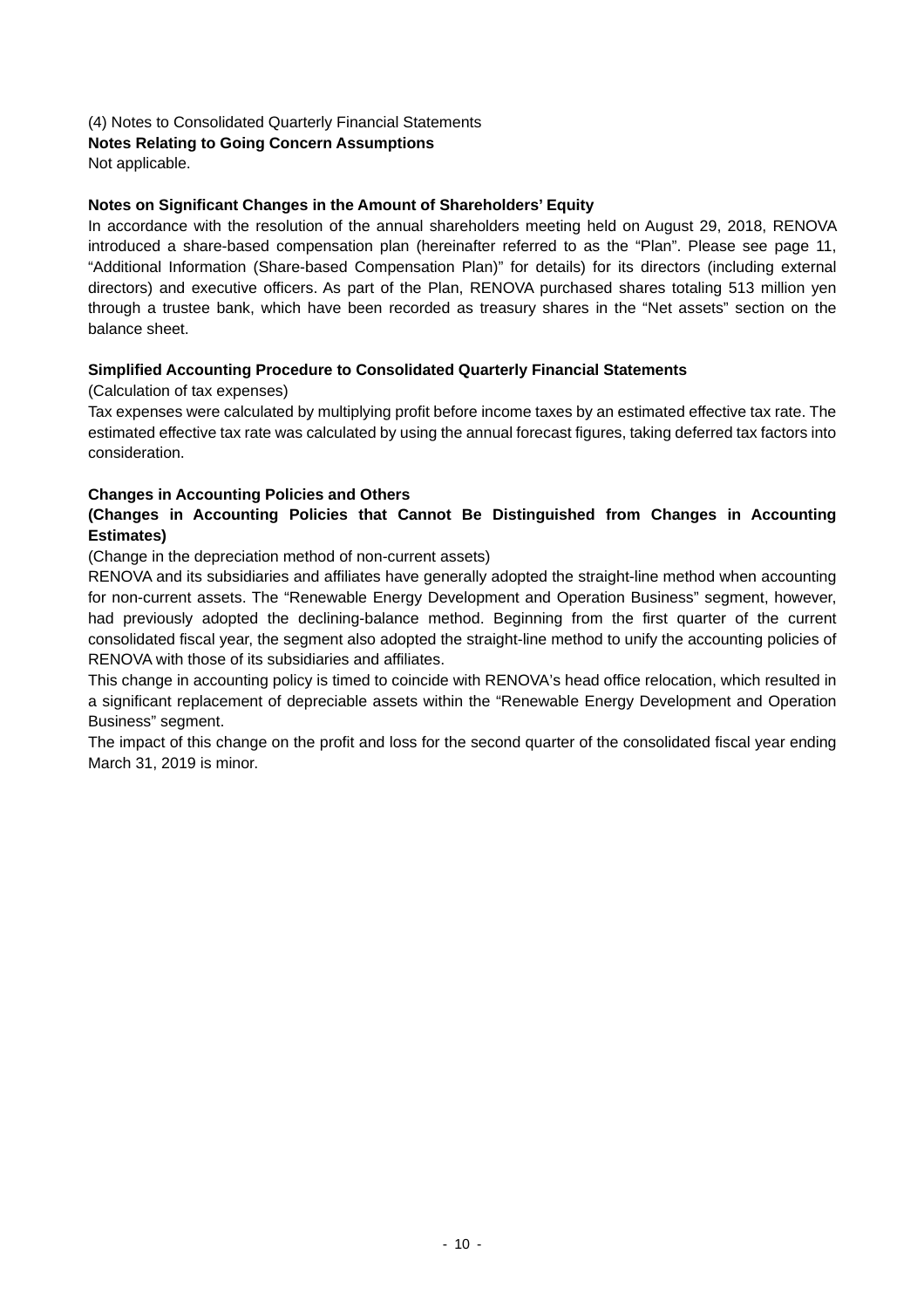(4) Notes to Consolidated Quarterly Financial Statements

**Notes Relating to Going Concern Assumptions**

Not applicable.

**Notes on Significant Changes in the Amount of Shareholders' Equity**

In accordance with the resolution of the annual shareholders meeting held on August 29, 2018, RENOVA introduced a share-based compensation plan (hereinafter referred to as the "Plan". Please see page 11, "Additional Information (Share-based Compensation Plan)" for details) for its directors (including external directors) and executive officers. As part of the Plan, RENOVA purchased shares totaling 513 million yen through a trustee bank, which have been recorded as treasury shares in the "Net assets" section on the balance sheet.

**Simplified Accounting Procedure to Consolidated Quarterly Financial Statements**

(Calculation of tax expenses)

Tax expenses were calculated by multiplying profit before income taxes by an estimated effective tax rate. The estimated effective tax rate was calculated by using the annual forecast figures, taking deferred tax factors into consideration.

**Changes in Accounting Policies and Others**

**(Changes in Accounting Policies that Cannot Be Distinguished from Changes in Accounting Estimates)**

(Change in the depreciation method of non-current assets)

RENOVA and its subsidiaries and affiliates have generally adopted the straight-line method when accounting for non-current assets. The "Renewable Energy Development and Operation Business" segment, however, had previously adopted the declining-balance method. Beginning from the first quarter of the current consolidated fiscal year, the segment also adopted the straight-line method to unify the accounting policies of RENOVA with those of its subsidiaries and affiliates.

This change in accounting policy is timed to coincide with RENOVA's head office relocation, which resulted in a significant replacement of depreciable assets within the "Renewable Energy Development and Operation Business" segment.

The impact of this change on the profit and loss for the second quarter of the consolidated fiscal year ending March 31, 2019 is minor.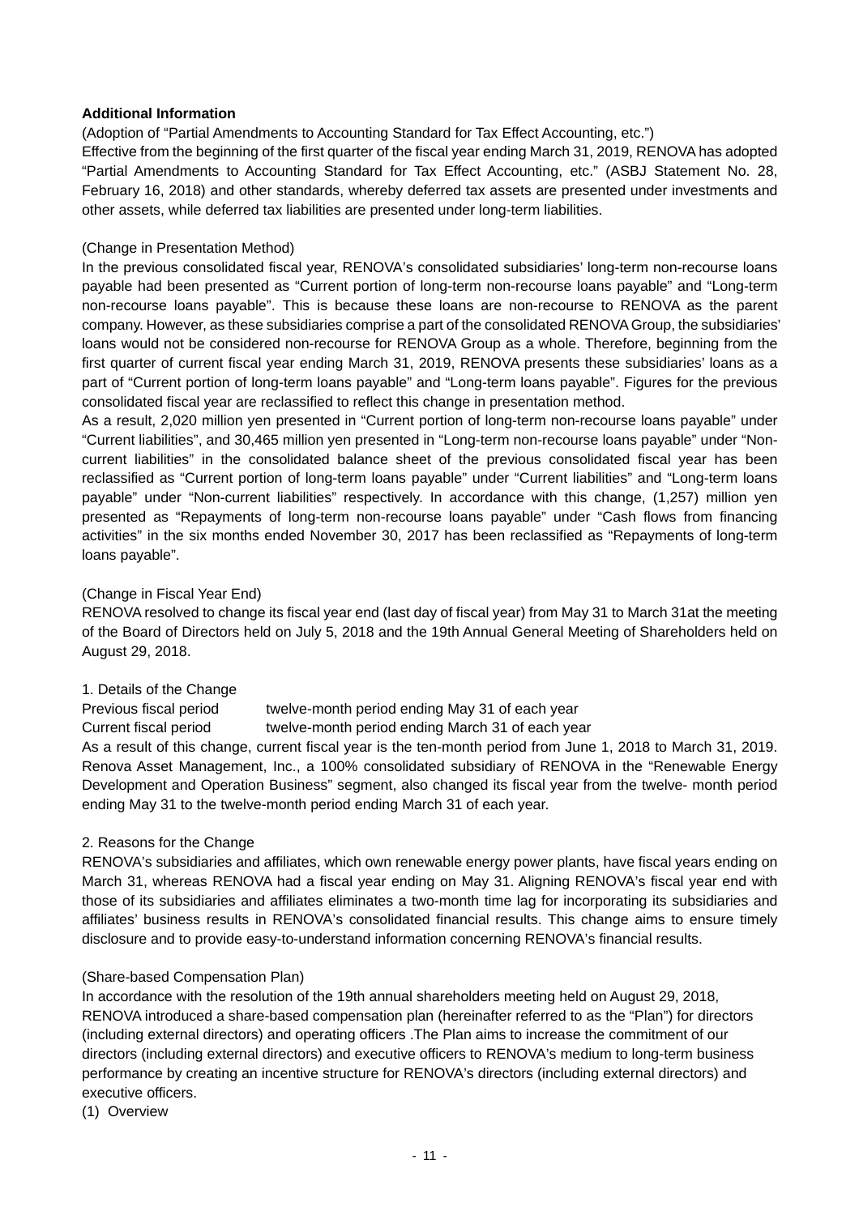**Additional Information**

(Adoption of “Partial Amendments to Accounting Standard for Tax Effect Accounting, etc.”)

Effective from the beginning of the first quarter of the fiscal year ending March 31, 2019, RENOVA has adopted “Partial Amendments to Accounting Standard for Tax Effect Accounting, etc.” (ASBJ Statement No. 28, February 16, 2018) and other standards, whereby deferred tax assets are presented under investments and other assets, while deferred tax liabilities are presented under long-term liabilities.

(Change in Presentation Method)

In the previous consolidated fiscal year, RENOVA’s consolidated subsidiaries’ long-term non-recourse loans payable had been presented as “Current portion of long-term non-recourse loans payable” and “Long-term non-recourse loans payable”. This is because these loans are non-recourse to RENOVA as the parent company. However, as these subsidiaries comprise a part of the consolidated RENOVA Group, the subsidiaries’ loans would not be considered non-recourse for RENOVA Group as a whole. Therefore, beginning from the first quarter of current fiscal year ending March 31, 2019, RENOVA presents these subsidiaries’ loans as a part of “Current portion of long-term loans payable” and “Long-term loans payable”. Figures for the previous consolidated fiscal year are reclassified to reflect this change in presentation method.

As a result, 2,020 million yen presented in “Current portion of long-term non-recourse loans payable” under “Current liabilities”, and 30,465 million yen presented in “Long-term non-recourse loans payable” under “Non-current liabilities” in the consolidated balance sheet of the previous consolidated fiscal year has been reclassified as “Current portion of long-term loans payable” under “Current liabilities” and “Long-term loans payable” under “Non-current liabilities” respectively. In accordance with this change, (1,257) million yen presented as “Repayments of long-term non-recourse loans payable” under “Cash flows from financing activities” in the six months ended November 30, 2017 has been reclassified as “Repayments of long-term loans payable”.

(Change in Fiscal Year End)

RENOVA resolved to change its fiscal year end (last day of fiscal year) from May 31 to March 31at the meeting of the Board of Directors held on July 5, 2018 and the 19th Annual General Meeting of Shareholders held on August 29, 2018.

1. Details of the Change

Previous fiscal period　　twelve-month period ending May 31 of each year

Current fiscal period　　twelve-month period ending March 31 of each year

As a result of this change, current fiscal year is the ten-month period from June 1, 2018 to March 31, 2019. Renova Asset Management, Inc., a 100% consolidated subsidiary of RENOVA in the “Renewable Energy Development and Operation Business” segment, also changed its fiscal year from the twelve- month period ending May 31 to the twelve-month period ending March 31 of each year.

2. Reasons for the Change

RENOVA’s subsidiaries and affiliates, which own renewable energy power plants, have fiscal years ending on March 31, whereas RENOVA had a fiscal year ending on May 31. Aligning RENOVA’s fiscal year end with those of its subsidiaries and affiliates eliminates a two-month time lag for incorporating its subsidiaries and affiliates’ business results in RENOVA’s consolidated financial results. This change aims to ensure timely disclosure and to provide easy-to-understand information concerning RENOVA’s financial results.

(Share-based Compensation Plan)

In accordance with the resolution of the 19th annual shareholders meeting held on August 29, 2018, RENOVA introduced a share-based compensation plan (hereinafter referred to as the “Plan”) for directors (including external directors) and operating officers .The Plan aims to increase the commitment of our directors (including external directors) and executive officers to RENOVA’s medium to long-term business performance by creating an incentive structure for RENOVA’s directors (including external directors) and executive officers.

(1) Overview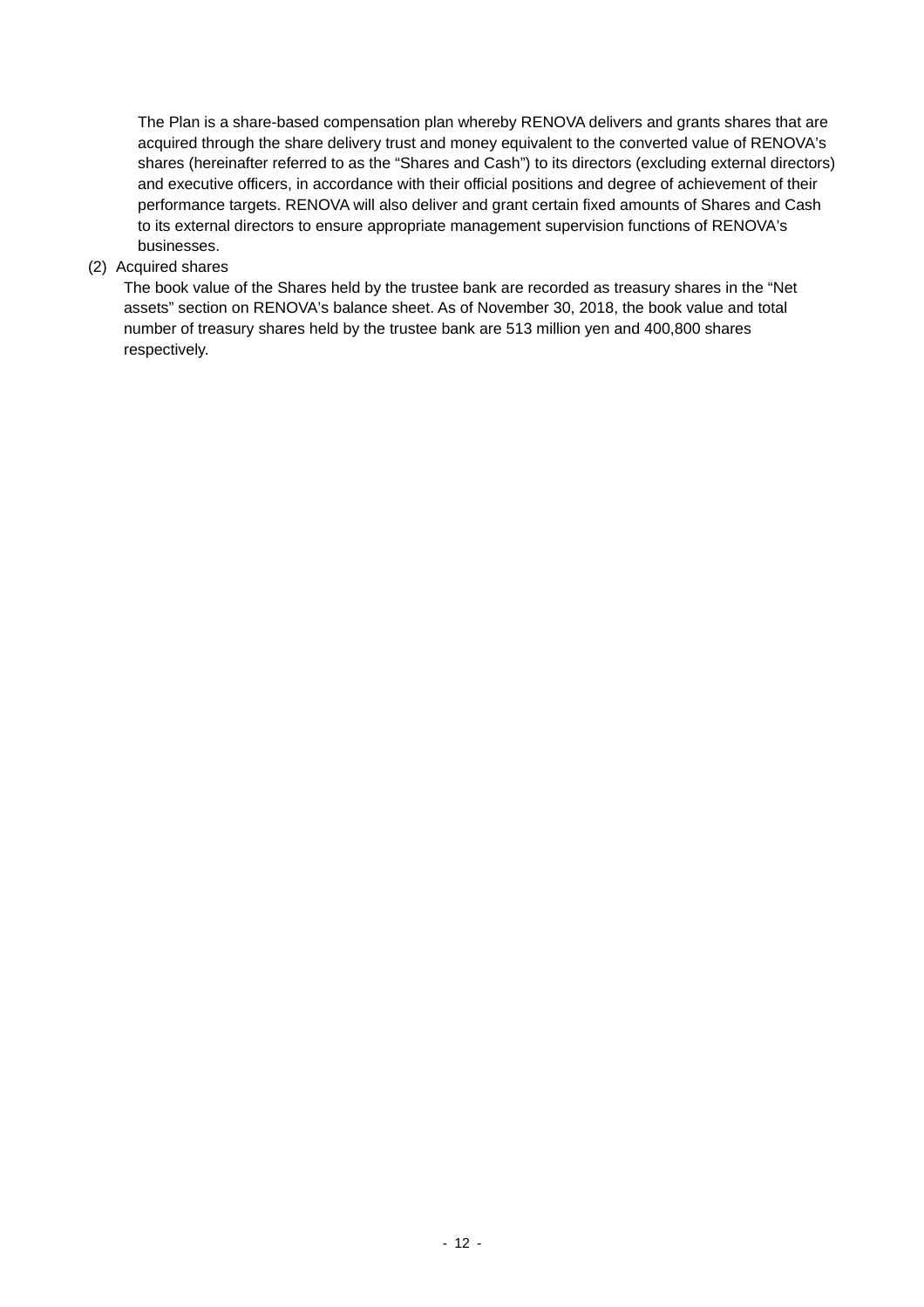The Plan is a share-based compensation plan whereby RENOVA delivers and grants shares that are acquired through the share delivery trust and money equivalent to the converted value of RENOVA's shares (hereinafter referred to as the "Shares and Cash") to its directors (excluding external directors) and executive officers, in accordance with their official positions and degree of achievement of their performance targets. RENOVA will also deliver and grant certain fixed amounts of Shares and Cash to its external directors to ensure appropriate management supervision functions of RENOVA's businesses.

(2) Acquired shares

The book value of the Shares held by the trustee bank are recorded as treasury shares in the "Net assets" section on RENOVA's balance sheet. As of November 30, 2018, the book value and total number of treasury shares held by the trustee bank are 513 million yen and 400,800 shares respectively.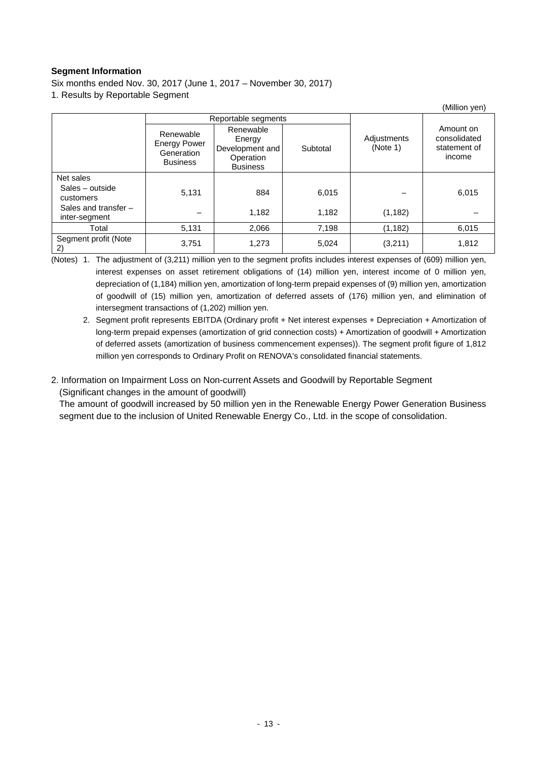**Segment Information**

Six months ended Nov. 30, 2017 (June 1, 2017 – November 30, 2017)

1. Results by Reportable Segment

(Million yen)

| | Reportable segments | | | Adjustments (Note 1) | Amount on consolidated statement of income |
|---|---|---|---|---|---|
| | Renewable Energy Power Generation Business | Renewable Energy Development and Operation Business | Subtotal | | |
| Net sales | | | | | |
| Sales – outside customers | 5,131 | 884 | 6,015 | – | 6,015 |
| Sales and transfer – inter-segment | – | 1,182 | 1,182 | (1,182) | – |
| Total | 5,131 | 2,066 | 7,198 | (1,182) | 6,015 |
| Segment profit (Note 2) | 3,751 | 1,273 | 5,024 | (3,211) | 1,812 |

(Notes)
1. The adjustment of (3,211) million yen to the segment profits includes interest expenses of (609) million yen, interest expenses on asset retirement obligations of (14) million yen, interest income of 0 million yen, depreciation of (1,184) million yen, amortization of long-term prepaid expenses of (9) million yen, amortization of goodwill of (15) million yen, amortization of deferred assets of (176) million yen, and elimination of intersegment transactions of (1,202) million yen.
2. Segment profit represents EBITDA (Ordinary profit + Net interest expenses + Depreciation + Amortization of long-term prepaid expenses (amortization of grid connection costs) + Amortization of goodwill + Amortization of deferred assets (amortization of business commencement expenses)). The segment profit figure of 1,812 million yen corresponds to Ordinary Profit on RENOVA's consolidated financial statements.

2. Information on Impairment Loss on Non-current Assets and Goodwill by Reportable Segment

(Significant changes in the amount of goodwill)

The amount of goodwill increased by 50 million yen in the Renewable Energy Power Generation Business segment due to the inclusion of United Renewable Energy Co., Ltd. in the scope of consolidation.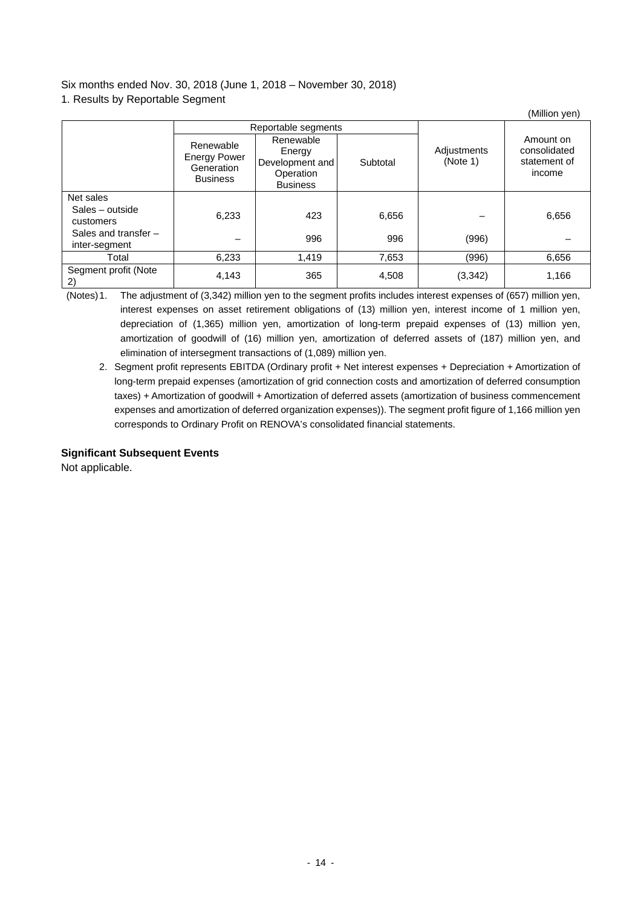Six months ended Nov. 30, 2018 (June 1, 2018 – November 30, 2018)

1. Results by Reportable Segment

(Million yen)

| | Reportable segments | | | Adjustments (Note 1) | Amount on consolidated statement of income |
|---|---|---|---|---|---|
| | Renewable Energy Power Generation Business | Renewable Energy Development and Operation Business | Subtotal | | |
| Net sales | | | | | |
| Sales – outside customers | 6,233 | 423 | 6,656 | – | 6,656 |
| Sales and transfer – inter-segment | – | 996 | 996 | (996) | – |
| Total | 6,233 | 1,419 | 7,653 | (996) | 6,656 |
| Segment profit (Note 2) | 4,143 | 365 | 4,508 | (3,342) | 1,166 |

(Notes) 1. The adjustment of (3,342) million yen to the segment profits includes interest expenses of (657) million yen, interest expenses on asset retirement obligations of (13) million yen, interest income of 1 million yen, depreciation of (1,365) million yen, amortization of long-term prepaid expenses of (13) million yen, amortization of goodwill of (16) million yen, amortization of deferred assets of (187) million yen, and elimination of intersegment transactions of (1,089) million yen.

2. Segment profit represents EBITDA (Ordinary profit + Net interest expenses + Depreciation + Amortization of long-term prepaid expenses (amortization of grid connection costs and amortization of deferred consumption taxes) + Amortization of goodwill + Amortization of deferred assets (amortization of business commencement expenses and amortization of deferred organization expenses)). The segment profit figure of 1,166 million yen corresponds to Ordinary Profit on RENOVA's consolidated financial statements.

**Significant Subsequent Events**

Not applicable.